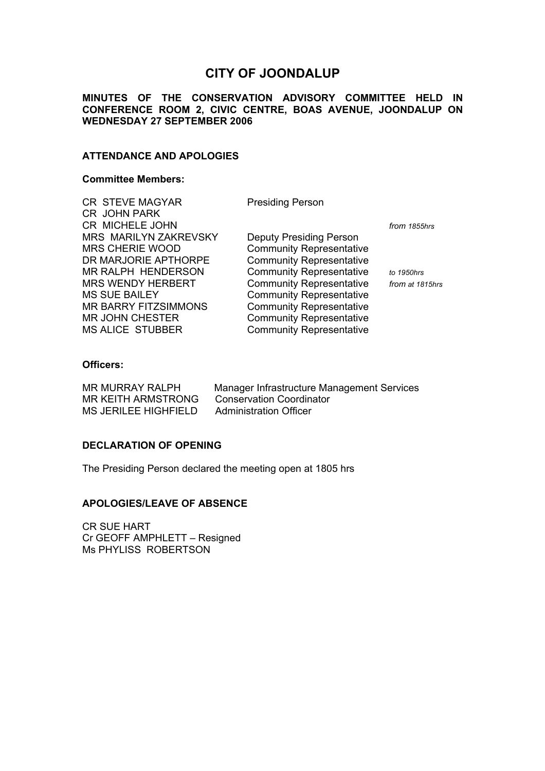# CITY OF JOONDALUP

**MINUTES OF THE CONSERVATION ADVISORY COMMITTEE HELD IN CONFERENCE ROOM 2, CIVIC CENTRE, BOAS AVENUE, JOONDALUP ON WEDNESDAY 27 SEPTEMBER 2006**

## ATTENDANCE AND APOLOGIES

### Committee Members:

| | | |
|---|---|---|
| CR STEVE MAGYAR | Presiding Person | |
| CR JOHN PARK | | |
| CR MICHELE JOHN | | *from 1855hrs* |
| MRS MARILYN ZAKREVSKY | Deputy Presiding Person | |
| MRS CHERIE WOOD | Community Representative | |
| DR MARJORIE APTHORPE | Community Representative | |
| MR RALPH HENDERSON | Community Representative | *to 1950hrs* |
| MRS WENDY HERBERT | Community Representative | *from at 1815hrs* |
| MS SUE BAILEY | Community Representative | |
| MR BARRY FITZSIMMONS | Community Representative | |
| MR JOHN CHESTER | Community Representative | |
| MS ALICE STUBBER | Community Representative | |

### Officers:

| | |
|---|---|
| MR MURRAY RALPH | Manager Infrastructure Management Services |
| MR KEITH ARMSTRONG | Conservation Coordinator |
| MS JERILEE HIGHFIELD | Administration Officer |

## DECLARATION OF OPENING

The Presiding Person declared the meeting open at 1805 hrs

## APOLOGIES/LEAVE OF ABSENCE

CR SUE HART
Cr GEOFF AMPHLETT – Resigned
Ms PHYLISS ROBERTSON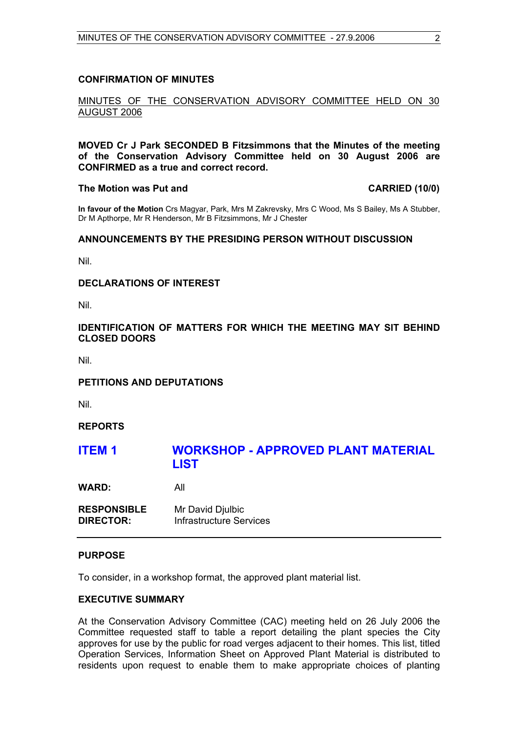## CONFIRMATION OF MINUTES

MINUTES OF THE CONSERVATION ADVISORY COMMITTEE HELD ON 30 AUGUST 2006

**MOVED Cr J Park SECONDED B Fitzsimmons that the Minutes of the meeting of the Conservation Advisory Committee held on 30 August 2006 are CONFIRMED as a true and correct record.**

**The Motion was Put and CARRIED (10/0)**

**In favour of the Motion** Crs Magyar, Park, Mrs M Zakrevsky, Mrs C Wood, Ms S Bailey, Ms A Stubber, Dr M Apthorpe, Mr R Henderson, Mr B Fitzsimmons, Mr J Chester

## ANNOUNCEMENTS BY THE PRESIDING PERSON WITHOUT DISCUSSION

Nil.

## DECLARATIONS OF INTEREST

Nil.

## IDENTIFICATION OF MATTERS FOR WHICH THE MEETING MAY SIT BEHIND CLOSED DOORS

Nil.

## PETITIONS AND DEPUTATIONS

Nil.

## REPORTS

# ITEM 1 WORKSHOP - APPROVED PLANT MATERIAL LIST

**WARD:** All

**RESPONSIBLE DIRECTOR:** Mr David Djulbic
Infrastructure Services

---

### PURPOSE

To consider, in a workshop format, the approved plant material list.

### EXECUTIVE SUMMARY

At the Conservation Advisory Committee (CAC) meeting held on 26 July 2006 the Committee requested staff to table a report detailing the plant species the City approves for use by the public for road verges adjacent to their homes. This list, titled Operation Services, Information Sheet on Approved Plant Material is distributed to residents upon request to enable them to make appropriate choices of planting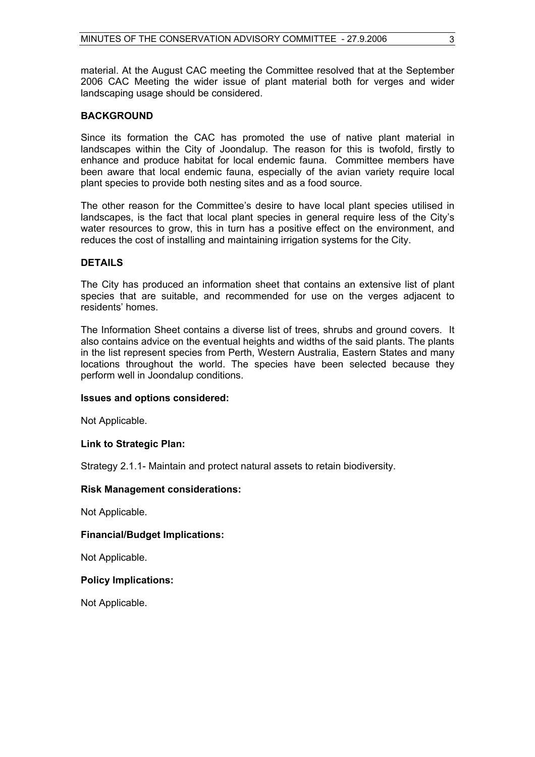material. At the August CAC meeting the Committee resolved that at the September 2006 CAC Meeting the wider issue of plant material both for verges and wider landscaping usage should be considered.

## BACKGROUND

Since its formation the CAC has promoted the use of native plant material in landscapes within the City of Joondalup. The reason for this is twofold, firstly to enhance and produce habitat for local endemic fauna. Committee members have been aware that local endemic fauna, especially of the avian variety require local plant species to provide both nesting sites and as a food source.

The other reason for the Committee's desire to have local plant species utilised in landscapes, is the fact that local plant species in general require less of the City's water resources to grow, this in turn has a positive effect on the environment, and reduces the cost of installing and maintaining irrigation systems for the City.

## DETAILS

The City has produced an information sheet that contains an extensive list of plant species that are suitable, and recommended for use on the verges adjacent to residents' homes.

The Information Sheet contains a diverse list of trees, shrubs and ground covers. It also contains advice on the eventual heights and widths of the said plants. The plants in the list represent species from Perth, Western Australia, Eastern States and many locations throughout the world. The species have been selected because they perform well in Joondalup conditions.

### Issues and options considered:

Not Applicable.

### Link to Strategic Plan:

Strategy 2.1.1- Maintain and protect natural assets to retain biodiversity.

### Risk Management considerations:

Not Applicable.

### Financial/Budget Implications:

Not Applicable.

### Policy Implications:

Not Applicable.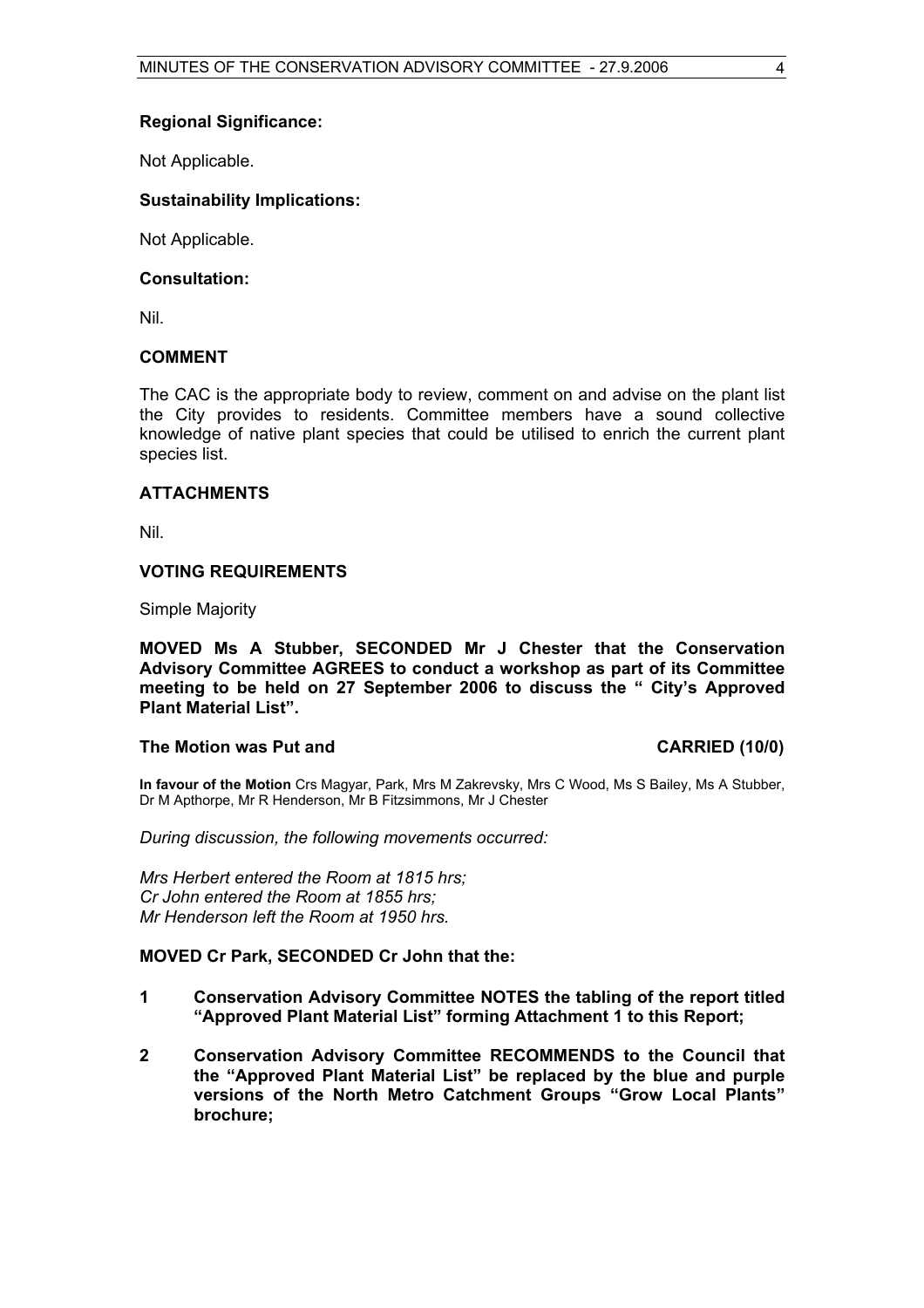**Regional Significance:**

Not Applicable.

**Sustainability Implications:**

Not Applicable.

**Consultation:**

Nil.

**COMMENT**

The CAC is the appropriate body to review, comment on and advise on the plant list the City provides to residents. Committee members have a sound collective knowledge of native plant species that could be utilised to enrich the current plant species list.

**ATTACHMENTS**

Nil.

**VOTING REQUIREMENTS**

Simple Majority

**MOVED Ms A Stubber, SECONDED Mr J Chester that the Conservation Advisory Committee AGREES to conduct a workshop as part of its Committee meeting to be held on 27 September 2006 to discuss the " City's Approved Plant Material List".**

**The Motion was Put and CARRIED (10/0)**

**In favour of the Motion** Crs Magyar, Park, Mrs M Zakrevsky, Mrs C Wood, Ms S Bailey, Ms A Stubber, Dr M Apthorpe, Mr R Henderson, Mr B Fitzsimmons, Mr J Chester

*During discussion, the following movements occurred:*

*Mrs Herbert entered the Room at 1815 hrs;*
*Cr John entered the Room at 1855 hrs;*
*Mr Henderson left the Room at 1950 hrs.*

**MOVED Cr Park, SECONDED Cr John that the:**

**1 Conservation Advisory Committee NOTES the tabling of the report titled "Approved Plant Material List" forming Attachment 1 to this Report;**

**2 Conservation Advisory Committee RECOMMENDS to the Council that the "Approved Plant Material List" be replaced by the blue and purple versions of the North Metro Catchment Groups "Grow Local Plants" brochure;**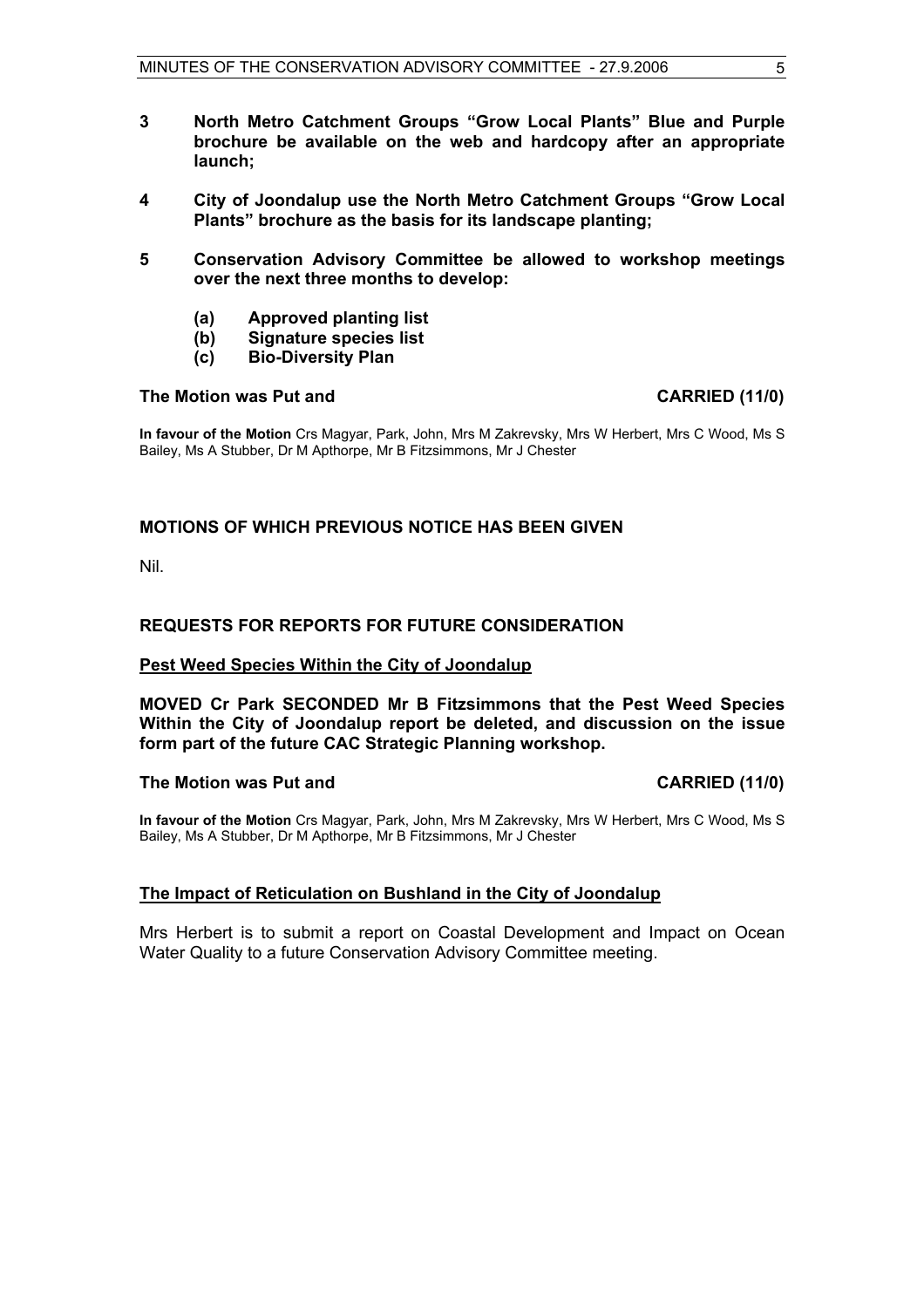**3 North Metro Catchment Groups "Grow Local Plants" Blue and Purple brochure be available on the web and hardcopy after an appropriate launch;**

**4 City of Joondalup use the North Metro Catchment Groups "Grow Local Plants" brochure as the basis for its landscape planting;**

**5 Conservation Advisory Committee be allowed to workshop meetings over the next three months to develop:**

**(a) Approved planting list**
**(b) Signature species list**
**(c) Bio-Diversity Plan**

**The Motion was Put and CARRIED (11/0)**

**In favour of the Motion** Crs Magyar, Park, John, Mrs M Zakrevsky, Mrs W Herbert, Mrs C Wood, Ms S Bailey, Ms A Stubber, Dr M Apthorpe, Mr B Fitzsimmons, Mr J Chester

## MOTIONS OF WHICH PREVIOUS NOTICE HAS BEEN GIVEN

Nil.

## REQUESTS FOR REPORTS FOR FUTURE CONSIDERATION

**Pest Weed Species Within the City of Joondalup**

**MOVED Cr Park SECONDED Mr B Fitzsimmons that the Pest Weed Species Within the City of Joondalup report be deleted, and discussion on the issue form part of the future CAC Strategic Planning workshop.**

**The Motion was Put and CARRIED (11/0)**

**In favour of the Motion** Crs Magyar, Park, John, Mrs M Zakrevsky, Mrs W Herbert, Mrs C Wood, Ms S Bailey, Ms A Stubber, Dr M Apthorpe, Mr B Fitzsimmons, Mr J Chester

**The Impact of Reticulation on Bushland in the City of Joondalup**

Mrs Herbert is to submit a report on Coastal Development and Impact on Ocean Water Quality to a future Conservation Advisory Committee meeting.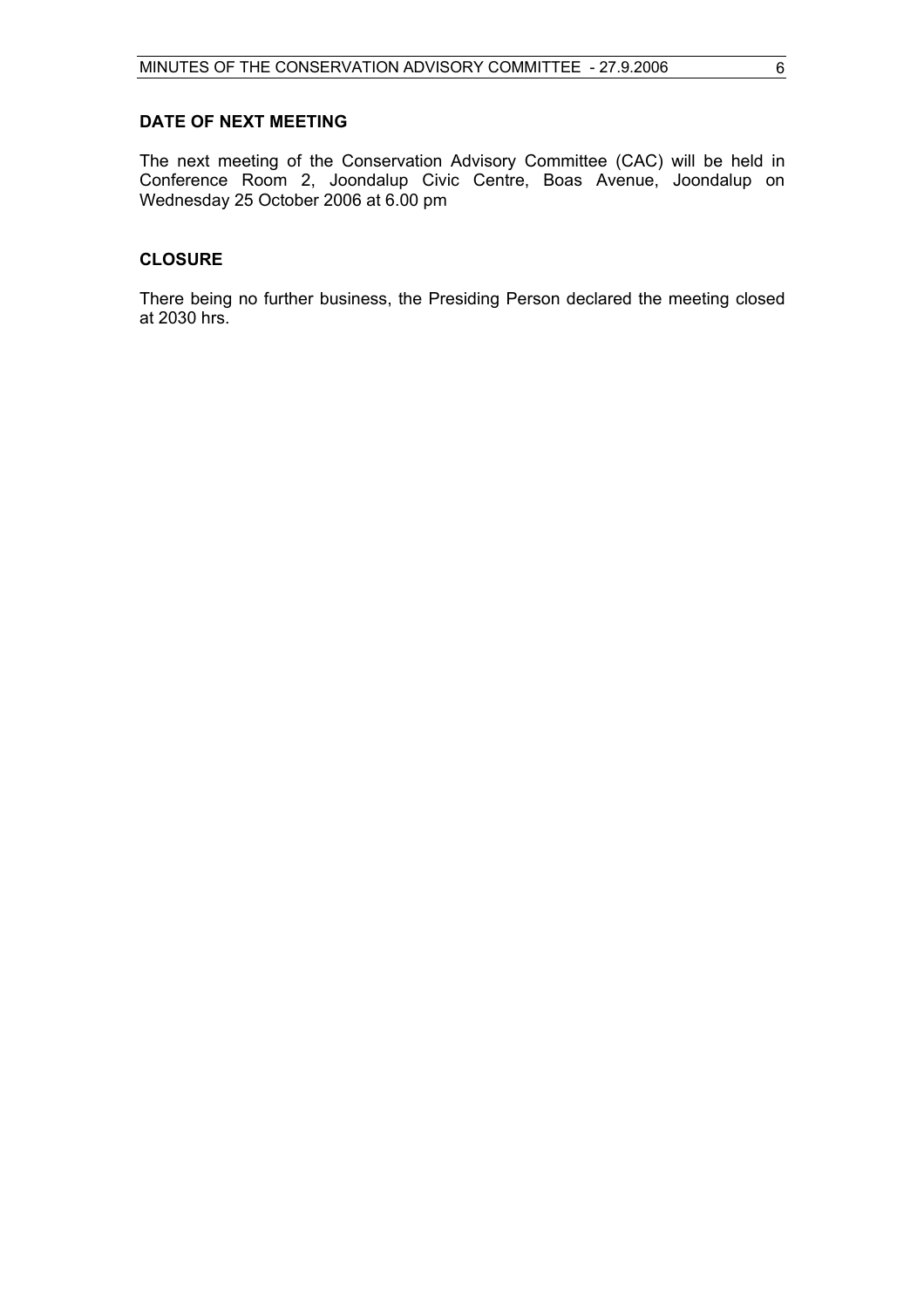**DATE OF NEXT MEETING**

The next meeting of the Conservation Advisory Committee (CAC) will be held in Conference Room 2, Joondalup Civic Centre, Boas Avenue, Joondalup on Wednesday 25 October 2006 at 6.00 pm

**CLOSURE**

There being no further business, the Presiding Person declared the meeting closed at 2030 hrs.